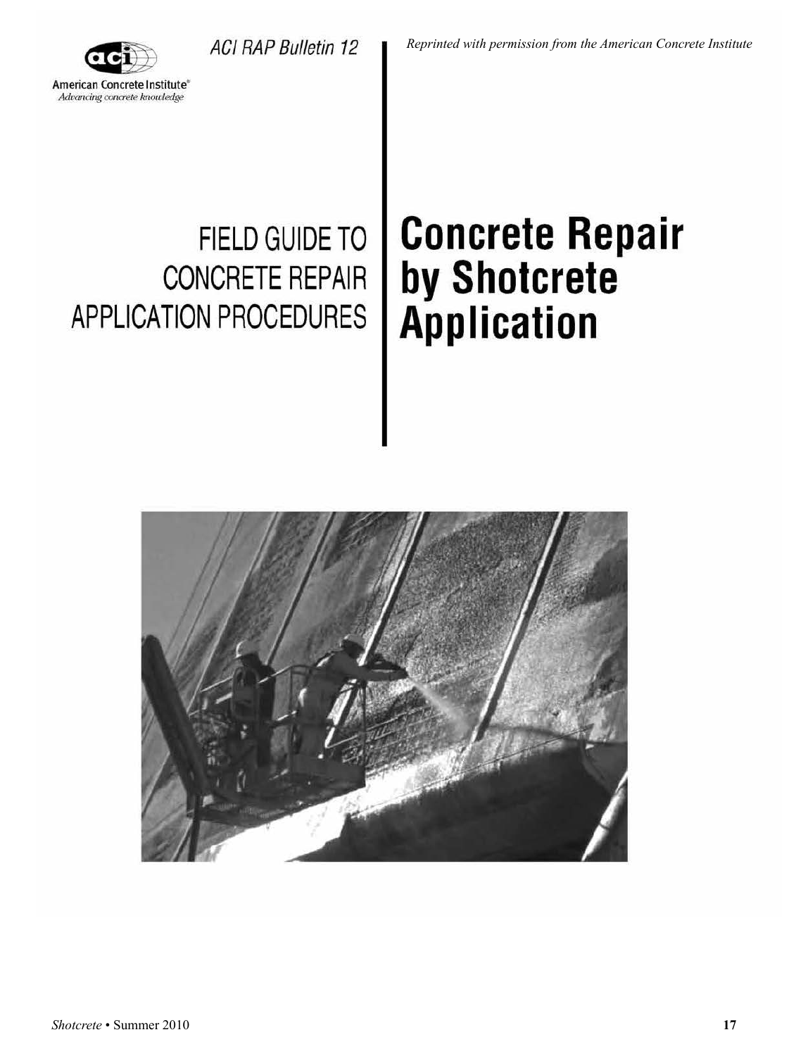ACI RAP Bulletin 12

*Reprinted with permission from the American Concrete Institute*

American Concrete Institute®
*Advancing concrete knowledge*

FIELD GUIDE TO CONCRETE REPAIR APPLICATION PROCEDURES

# Concrete Repair by Shotcrete Application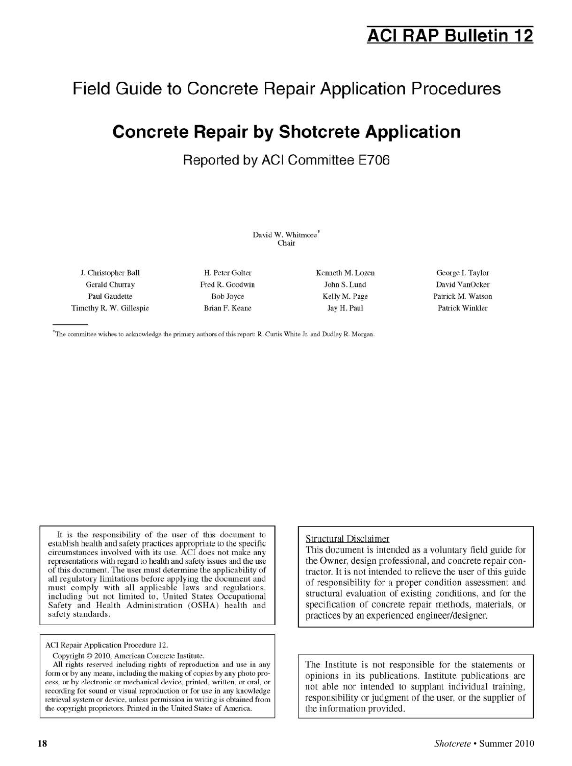# ACI RAP Bulletin 12

## Field Guide to Concrete Repair Application Procedures

# Concrete Repair by Shotcrete Application

Reported by ACI Committee E706

David W. Whitmore[*]
Chair

| | | | |
|---|---|---|---|
| J. Christopher Ball | H. Peter Golter | Kenneth M. Lozen | George I. Taylor |
| Gerald Churray | Fred R. Goodwin | John S. Lund | David VanOcker |
| Paul Gaudette | Bob Joyce | Kelly M. Page | Patrick M. Watson |
| Timothy R. W. Gillespie | Brian F. Keane | Jay H. Paul | Patrick Winkler |

[*]The committee wishes to acknowledge the primary authors of this report: R. Curtis White Jr. and Dudley R. Morgan.

It is the responsibility of the user of this document to establish health and safety practices appropriate to the specific circumstances involved with its use. ACI does not make any representations with regard to health and safety issues and the use of this document. The user must determine the applicability of all regulatory limitations before applying the document and must comply with all applicable laws and regulations, including but not limited to, United States Occupational Safety and Health Administration (OSHA) health and safety standards.

Structural Disclaimer

This document is intended as a voluntary field guide for the Owner, design professional, and concrete repair contractor. It is not intended to relieve the user of this guide of responsibility for a proper condition assessment and structural evaluation of existing conditions, and for the specification of concrete repair methods, materials, or practices by an experienced engineer/designer.

ACI Repair Application Procedure 12.

Copyright © 2010, American Concrete Institute.

All rights reserved including rights of reproduction and use in any form or by any means, including the making of copies by any photo process, or by electronic or mechanical device, printed, written, or oral, or recording for sound or visual reproduction or for use in any knowledge retrieval system or device, unless permission in writing is obtained from the copyright proprietors. Printed in the United States of America.

The Institute is not responsible for the statements or opinions in its publications. Institute publications are not able nor intended to supplant individual training, responsibility or judgment of the user, or the supplier of the information provided.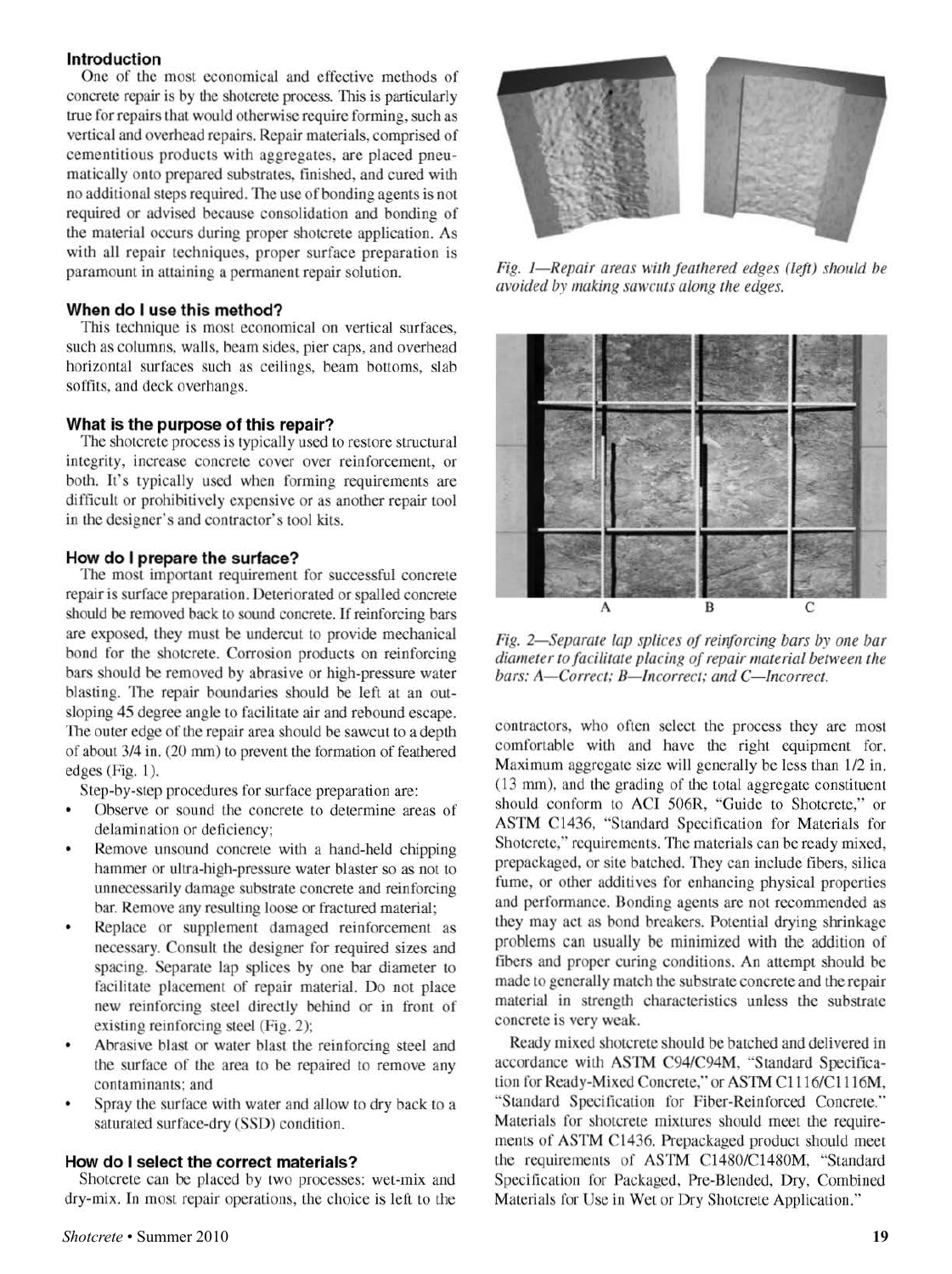## Introduction

One of the most economical and effective methods of concrete repair is by the shotcrete process. This is particularly true for repairs that would otherwise require forming, such as vertical and overhead repairs. Repair materials, comprised of cementitious products with aggregates, are placed pneumatically onto prepared substrates, finished, and cured with no additional steps required. The use of bonding agents is not required or advised because consolidation and bonding of the material occurs during proper shotcrete application. As with all repair techniques, proper surface preparation is paramount in attaining a permanent repair solution.

## When do I use this method?

This technique is most economical on vertical surfaces, such as columns, walls, beam sides, pier caps, and overhead horizontal surfaces such as ceilings, beam bottoms, slab soffits, and deck overhangs.

## What is the purpose of this repair?

The shotcrete process is typically used to restore structural integrity, increase concrete cover over reinforcement, or both. It's typically used when forming requirements are difficult or prohibitively expensive or as another repair tool in the designer's and contractor's tool kits.

## How do I prepare the surface?

The most important requirement for successful concrete repair is surface preparation. Deteriorated or spalled concrete should be removed back to sound concrete. If reinforcing bars are exposed, they must be undercut to provide mechanical bond for the shotcrete. Corrosion products on reinforcing bars should be removed by abrasive or high-pressure water blasting. The repair boundaries should be left at an outsloping 45 degree angle to facilitate air and rebound escape. The outer edge of the repair area should be sawcut to a depth of about 3/4 in. (20 mm) to prevent the formation of feathered edges (Fig. 1).

Step-by-step procedures for surface preparation are:

- Observe or sound the concrete to determine areas of delamination or deficiency;
- Remove unsound concrete with a hand-held chipping hammer or ultra-high-pressure water blaster so as not to unnecessarily damage substrate concrete and reinforcing bar. Remove any resulting loose or fractured material;
- Replace or supplement damaged reinforcement as necessary. Consult the designer for required sizes and spacing. Separate lap splices by one bar diameter to facilitate placement of repair material. Do not place new reinforcing steel directly behind or in front of existing reinforcing steel (Fig. 2);
- Abrasive blast or water blast the reinforcing steel and the surface of the area to be repaired to remove any contaminants; and
- Spray the surface with water and allow to dry back to a saturated surface-dry (SSD) condition.

## How do I select the correct materials?

Shotcrete can be placed by two processes: wet-mix and dry-mix. In most repair operations, the choice is left to the contractors, who often select the process they are most comfortable with and have the right equipment for. Maximum aggregate size will generally be less than 1/2 in. (13 mm), and the grading of the total aggregate constituent should conform to ACI 506R, "Guide to Shotcrete," or ASTM C1436, "Standard Specification for Materials for Shotcrete," requirements. The materials can be ready mixed, prepackaged, or site batched. They can include fibers, silica fume, or other additives for enhancing physical properties and performance. Bonding agents are not recommended as they may act as bond breakers. Potential drying shrinkage problems can usually be minimized with the addition of fibers and proper curing conditions. An attempt should be made to generally match the substrate concrete and the repair material in strength characteristics unless the substrate concrete is very weak.

Ready mixed shotcrete should be batched and delivered in accordance with ASTM C94/C94M, "Standard Specification for Ready-Mixed Concrete," or ASTM C1116/C1116M, "Standard Specification for Fiber-Reinforced Concrete." Materials for shotcrete mixtures should meet the requirements of ASTM C1436. Prepackaged product should meet the requirements of ASTM C1480/C1480M, "Standard Specification for Packaged, Pre-Blended, Dry, Combined Materials for Use in Wet or Dry Shotcrete Application."

*Fig. 1—Repair areas with feathered edges (left) should be avoided by making sawcuts along the edges.*

*Fig. 2—Separate lap splices of reinforcing bars by one bar diameter to facilitate placing of repair material between the bars: A—Correct; B—Incorrect; and C—Incorrect.*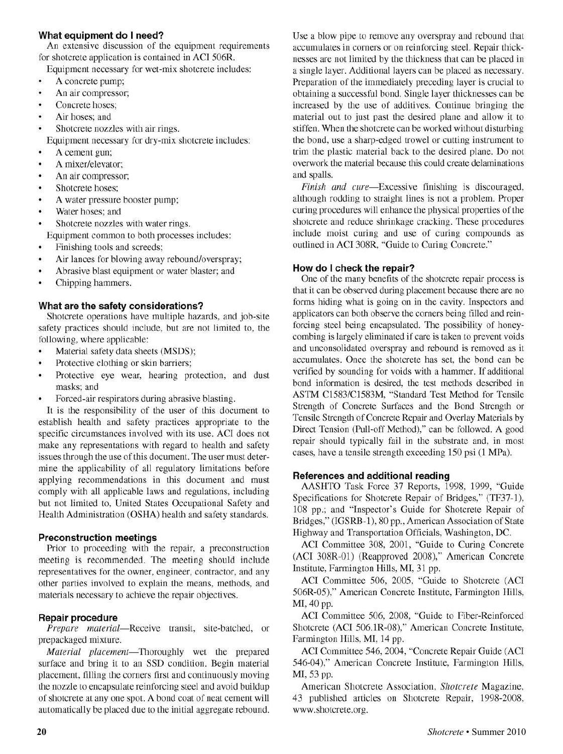### What equipment do I need?

An extensive discussion of the equipment requirements for shotcrete application is contained in ACI 506R.

Equipment necessary for wet-mix shotcrete includes:

- A concrete pump;
- An air compressor;
- Concrete hoses;
- Air hoses; and
- Shotcrete nozzles with air rings.

Equipment necessary for dry-mix shotcrete includes:

- A cement gun;
- A mixer/elevator;
- An air compressor;
- Shotcrete hoses;
- A water pressure booster pump;
- Water hoses; and
- Shotcrete nozzles with water rings.

Equipment common to both processes includes:

- Finishing tools and screeds;
- Air lances for blowing away rebound/overspray;
- Abrasive blast equipment or water blaster; and
- Chipping hammers.

### What are the safety considerations?

Shotcrete operations have multiple hazards, and job-site safety practices should include, but are not limited to, the following, where applicable:

- Material safety data sheets (MSDS);
- Protective clothing or skin barriers;
- Protective eye wear, hearing protection, and dust masks; and
- Forced-air respirators during abrasive blasting.

It is the responsibility of the user of this document to establish health and safety practices appropriate to the specific circumstances involved with its use. ACI does not make any representations with regard to health and safety issues through the use of this document. The user must determine the applicability of all regulatory limitations before applying recommendations in this document and must comply with all applicable laws and regulations, including but not limited to, United States Occupational Safety and Health Administration (OSHA) health and safety standards.

### Preconstruction meetings

Prior to proceeding with the repair, a preconstruction meeting is recommended. The meeting should include representatives for the owner, engineer, contractor, and any other parties involved to explain the means, methods, and materials necessary to achieve the repair objectives.

### Repair procedure

*Prepare material*—Receive transit, site-batched, or prepackaged mixture.

*Material placement*—Thoroughly wet the prepared surface and bring it to an SSD condition. Begin material placement, filling the corners first and continuously moving the nozzle to encapsulate reinforcing steel and avoid buildup of shotcrete at any one spot. A bond coat of neat cement will automatically be placed due to the initial aggregate rebound. Use a blow pipe to remove any overspray and rebound that accumulates in corners or on reinforcing steel. Repair thicknesses are not limited by the thickness that can be placed in a single layer. Additional layers can be placed as necessary. Preparation of the immediately preceding layer is crucial to obtaining a successful bond. Single layer thicknesses can be increased by the use of additives. Continue bringing the material out to just past the desired plane and allow it to stiffen. When the shotcrete can be worked without disturbing the bond, use a sharp-edged trowel or cutting instrument to trim the plastic material back to the desired plane. Do not overwork the material because this could create delaminations and spalls.

*Finish and cure*—Excessive finishing is discouraged, although rodding to straight lines is not a problem. Proper curing procedures will enhance the physical properties of the shotcrete and reduce shrinkage cracking. These procedures include moist curing and use of curing compounds as outlined in ACI 308R, "Guide to Curing Concrete."

### How do I check the repair?

One of the many benefits of the shotcrete repair process is that it can be observed during placement because there are no forms hiding what is going on in the cavity. Inspectors and applicators can both observe the corners being filled and reinforcing steel being encapsulated. The possibility of honeycombing is largely eliminated if care is taken to prevent voids and unconsolidated overspray and rebound is removed as it accumulates. Once the shotcrete has set, the bond can be verified by sounding for voids with a hammer. If additional bond information is desired, the test methods described in ASTM C1583/C1583M, "Standard Test Method for Tensile Strength of Concrete Surfaces and the Bond Strength or Tensile Strength of Concrete Repair and Overlay Materials by Direct Tension (Pull-off Method)," can be followed. A good repair should typically fail in the substrate and, in most cases, have a tensile strength exceeding 150 psi (1 MPa).

### References and additional reading

AASHTO Task Force 37 Reports, 1998, 1999, "Guide Specifications for Shotcrete Repair of Bridges," (TF37-1), 108 pp.; and "Inspector's Guide for Shotcrete Repair of Bridges," (IGSRB-1), 80 pp., American Association of State Highway and Transportation Officials, Washington, DC.

ACI Committee 308, 2001, "Guide to Curing Concrete (ACI 308R-01) (Reapproved 2008)," American Concrete Institute, Farmington Hills, MI, 31 pp.

ACI Committee 506, 2005, "Guide to Shotcrete (ACI 506R-05)," American Concrete Institute, Farmington Hills, MI, 40 pp.

ACI Committee 506, 2008, "Guide to Fiber-Reinforced Shotcrete (ACI 506.1R-08)," American Concrete Institute, Farmington Hills, MI, 14 pp.

ACI Committee 546, 2004, "Concrete Repair Guide (ACI 546-04)," American Concrete Institute, Farmington Hills, MI, 53 pp.

American Shotcrete Association, *Shotcrete* Magazine, 43 published articles on Shotcrete Repair, 1998-2008, www.shotcrete.org.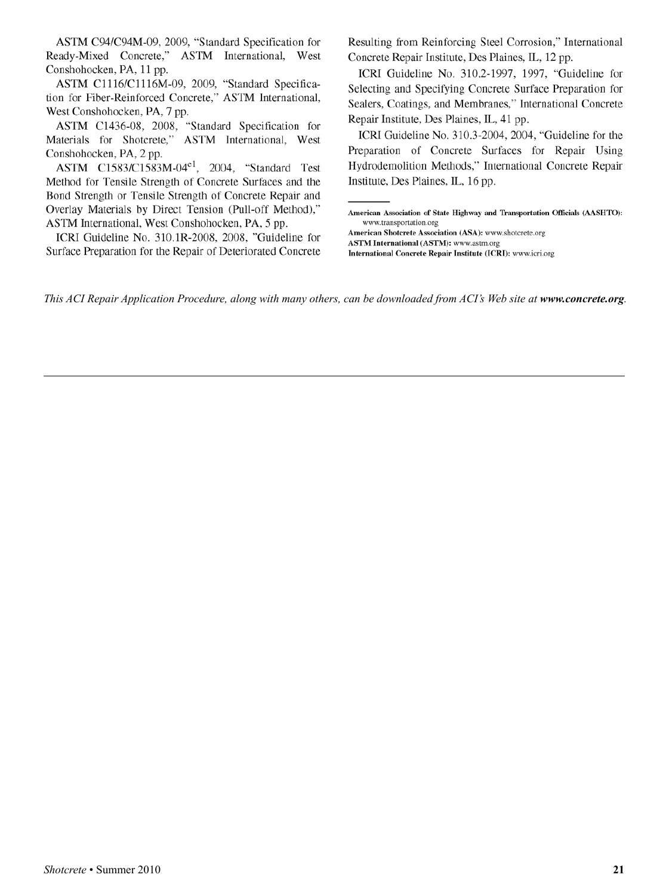ASTM C94/C94M-09, 2009, "Standard Specification for Ready-Mixed Concrete," ASTM International, West Conshohocken, PA, 11 pp.

ASTM C1116/C1116M-09, 2009, "Standard Specification for Fiber-Reinforced Concrete," ASTM International, West Conshohocken, PA, 7 pp.

ASTM C1436-08, 2008, "Standard Specification for Materials for Shotcrete," ASTM International, West Conshohocken, PA, 2 pp.

ASTM C1583/C1583M-04$^{\epsilon 1}$, 2004, "Standard Test Method for Tensile Strength of Concrete Surfaces and the Bond Strength or Tensile Strength of Concrete Repair and Overlay Materials by Direct Tension (Pull-off Method)," ASTM International, West Conshohocken, PA, 5 pp.

ICRI Guideline No. 310.1R-2008, 2008, "Guideline for Surface Preparation for the Repair of Deteriorated Concrete Resulting from Reinforcing Steel Corrosion," International Concrete Repair Institute, Des Plaines, IL, 12 pp.

ICRI Guideline No. 310.2-1997, 1997, "Guideline for Selecting and Specifying Concrete Surface Preparation for Sealers, Coatings, and Membranes," International Concrete Repair Institute, Des Plaines, IL, 41 pp.

ICRI Guideline No. 310.3-2004, 2004, "Guideline for the Preparation of Concrete Surfaces for Repair Using Hydrodemolition Methods," International Concrete Repair Institute, Des Plaines, IL, 16 pp.

---

**American Association of State Highway and Transportation Officials (AASHTO):** www.transportation.org
**American Shotcrete Association (ASA):** www.shotcrete.org
**ASTM International (ASTM):** www.astm.org
**International Concrete Repair Institute (ICRI):** www.icri.org

*This ACI Repair Application Procedure, along with many others, can be downloaded from ACI's Web site at* ***www.concrete.org****.*